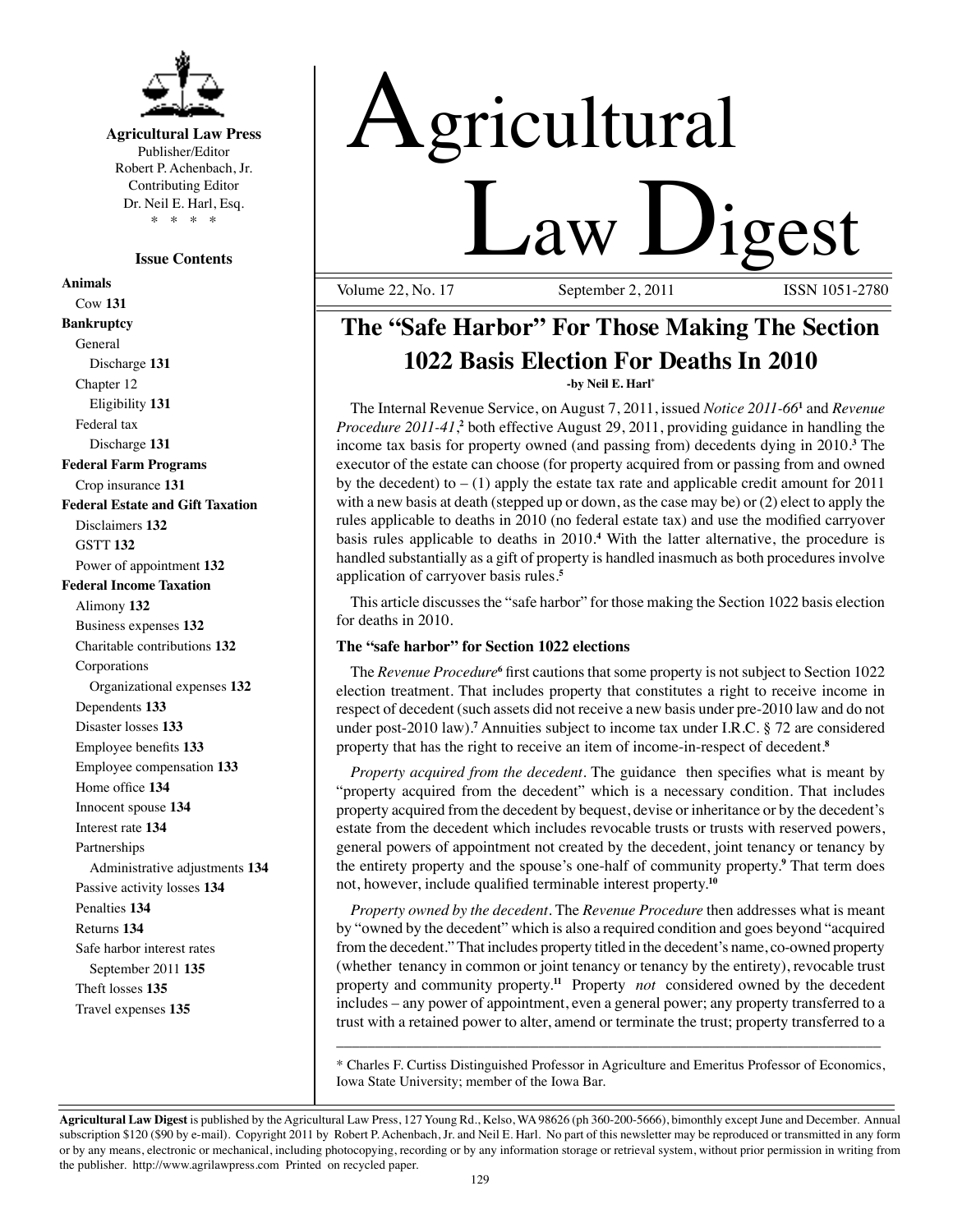**Agricultural Law Press**
Publisher/Editor
Robert P. Achenbach, Jr.
Contributing Editor
Dr. Neil E. Harl, Esq.
\* \* \* \*

**Issue Contents**

**Animals**
- Cow **131**

**Bankruptcy**
- General
  - Discharge **131**
- Chapter 12
  - Eligibility **131**
- Federal tax
  - Discharge **131**

**Federal Farm Programs**
- Crop insurance **131**

**Federal Estate and Gift Taxation**
- Disclaimers **132**
- GSTT **132**
- Power of appointment **132**

**Federal Income Taxation**
- Alimony **132**
- Business expenses **132**
- Charitable contributions **132**
- Corporations
  - Organizational expenses **132**
- Dependents **133**
- Disaster losses **133**
- Employee benefits **133**
- Employee compensation **133**
- Home office **134**
- Innocent spouse **134**
- Interest rate **134**
- Partnerships
  - Administrative adjustments **134**
- Passive activity losses **134**
- Penalties **134**
- Returns **134**
- Safe harbor interest rates
  - September 2011 **135**
- Theft losses **135**
- Travel expenses **135**

# Agricultural Law Digest

Volume 22, No. 17 — September 2, 2011 — ISSN 1051-2780

## The "Safe Harbor" For Those Making The Section 1022 Basis Election For Deaths In 2010

**-by Neil E. Harl\***

The Internal Revenue Service, on August 7, 2011, issued *Notice 2011-66*[1] and *Revenue Procedure 2011-41*,[2] both effective August 29, 2011, providing guidance in handling the income tax basis for property owned (and passing from) decedents dying in 2010.[3] The executor of the estate can choose (for property acquired from or passing from and owned by the decedent) to – (1) apply the estate tax rate and applicable credit amount for 2011 with a new basis at death (stepped up or down, as the case may be) or (2) elect to apply the rules applicable to deaths in 2010 (no federal estate tax) and use the modified carryover basis rules applicable to deaths in 2010.[4] With the latter alternative, the procedure is handled substantially as a gift of property is handled inasmuch as both procedures involve application of carryover basis rules.[5]

This article discusses the "safe harbor" for those making the Section 1022 basis election for deaths in 2010.

**The "safe harbor" for Section 1022 elections**

The *Revenue Procedure*[6] first cautions that some property is not subject to Section 1022 election treatment. That includes property that constitutes a right to receive income in respect of decedent (such assets did not receive a new basis under pre-2010 law and do not under post-2010 law).[7] Annuities subject to income tax under I.R.C. § 72 are considered property that has the right to receive an item of income-in-respect of decedent.[8]

*Property acquired from the decedent*. The guidance then specifies what is meant by "property acquired from the decedent" which is a necessary condition. That includes property acquired from the decedent by bequest, devise or inheritance or by the decedent's estate from the decedent which includes revocable trusts or trusts with reserved powers, general powers of appointment not created by the decedent, joint tenancy or tenancy by the entirety property and the spouse's one-half of community property.[9] That term does not, however, include qualified terminable interest property.[10]

*Property owned by the decedent*. The *Revenue Procedure* then addresses what is meant by "owned by the decedent" which is also a required condition and goes beyond "acquired from the decedent." That includes property titled in the decedent's name, co-owned property (whether tenancy in common or joint tenancy or tenancy by the entirety), revocable trust property and community property.[11] Property *not* considered owned by the decedent includes – any power of appointment, even a general power; any property transferred to a trust with a retained power to alter, amend or terminate the trust; property transferred to a

---

\* Charles F. Curtiss Distinguished Professor in Agriculture and Emeritus Professor of Economics, Iowa State University; member of the Iowa Bar.

---

**Agricultural Law Digest** is published by the Agricultural Law Press, 127 Young Rd., Kelso, WA 98626 (ph 360-200-5666), bimonthly except June and December. Annual subscription $120 ($90 by e-mail). Copyright 2011 by Robert P. Achenbach, Jr. and Neil E. Harl. No part of this newsletter may be reproduced or transmitted in any form or by any means, electronic or mechanical, including photocopying, recording or by any information storage or retrieval system, without prior permission in writing from the publisher. http://www.agrilawpress.com Printed on recycled paper.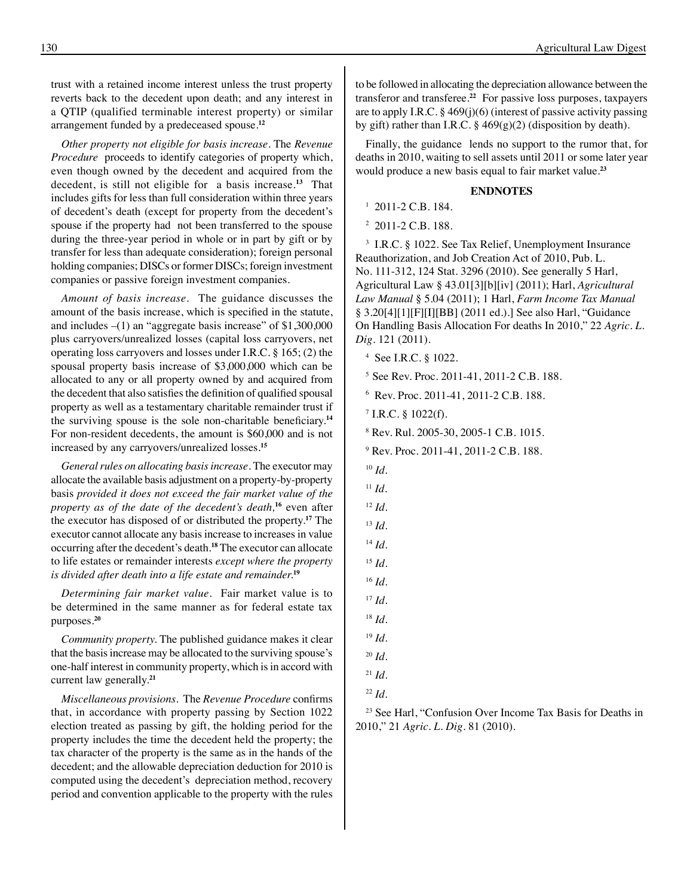trust with a retained income interest unless the trust property reverts back to the decedent upon death; and any interest in a QTIP (qualified terminable interest property) or similar arrangement funded by a predeceased spouse.[12]

*Other property not eligible for basis increase*. The *Revenue Procedure* proceeds to identify categories of property which, even though owned by the decedent and acquired from the decedent, is still not eligible for a basis increase.[13] That includes gifts for less than full consideration within three years of decedent's death (except for property from the decedent's spouse if the property had not been transferred to the spouse during the three-year period in whole or in part by gift or by transfer for less than adequate consideration); foreign personal holding companies; DISCs or former DISCs; foreign investment companies or passive foreign investment companies.

*Amount of basis increase*. The guidance discusses the amount of the basis increase, which is specified in the statute, and includes –(1) an "aggregate basis increase" of $1,300,000 plus carryovers/unrealized losses (capital loss carryovers, net operating loss carryovers and losses under I.R.C. § 165; (2) the spousal property basis increase of $3,000,000 which can be allocated to any or all property owned by and acquired from the decedent that also satisfies the definition of qualified spousal property as well as a testamentary charitable remainder trust if the surviving spouse is the sole non-charitable beneficiary.[14] For non-resident decedents, the amount is $60,000 and is not increased by any carryovers/unrealized losses.[15]

*General rules on allocating basis increase*. The executor may allocate the available basis adjustment on a property-by-property basis *provided it does not exceed the fair market value of the property as of the date of the decedent's death,*[16] even after the executor has disposed of or distributed the property.[17] The executor cannot allocate any basis increase to increases in value occurring after the decedent's death.[18] The executor can allocate to life estates or remainder interests *except where the property is divided after death into a life estate and remainder*.[19]

*Determining fair market value*. Fair market value is to be determined in the same manner as for federal estate tax purposes.[20]

*Community property*. The published guidance makes it clear that the basis increase may be allocated to the surviving spouse's one-half interest in community property, which is in accord with current law generally.[21]

*Miscellaneous provisions*. The *Revenue Procedure* confirms that, in accordance with property passing by Section 1022 election treated as passing by gift, the holding period for the property includes the time the decedent held the property; the tax character of the property is the same as in the hands of the decedent; and the allowable depreciation deduction for 2010 is computed using the decedent's depreciation method, recovery period and convention applicable to the property with the rules to be followed in allocating the depreciation allowance between the transferor and transferee.[22] For passive loss purposes, taxpayers are to apply I.R.C. § 469(j)(6) (interest of passive activity passing by gift) rather than I.R.C. § 469(g)(2) (disposition by death).

Finally, the guidance lends no support to the rumor that, for deaths in 2010, waiting to sell assets until 2011 or some later year would produce a new basis equal to fair market value.[23]

## ENDNOTES

[1] 2011-2 C.B. 184.

[2] 2011-2 C.B. 188.

[3] I.R.C. § 1022. See Tax Relief, Unemployment Insurance Reauthorization, and Job Creation Act of 2010, Pub. L. No. 111-312, 124 Stat. 3296 (2010). See generally 5 Harl, Agricultural Law § 43.01[3][b][iv] (2011); Harl, *Agricultural Law Manual* § 5.04 (2011); 1 Harl, *Farm Income Tax Manual* § 3.20[4][1][F][I][BB] (2011 ed.).] See also Harl, "Guidance On Handling Basis Allocation For deaths In 2010," 22 *Agric. L. Dig.* 121 (2011).

[4] See I.R.C. § 1022.

[5] See Rev. Proc. 2011-41, 2011-2 C.B. 188.

[6] Rev. Proc. 2011-41, 2011-2 C.B. 188.

[7] I.R.C. § 1022(f).

[8] Rev. Rul. 2005-30, 2005-1 C.B. 1015.

[9] Rev. Proc. 2011-41, 2011-2 C.B. 188.

[10] *Id.*

[11] *Id.*

[12] *Id.*

[13] *Id.*

[14] *Id.*

[15] *Id.*

[16] *Id.*

[17] *Id.*

[18] *Id.*

[19] *Id.*

[20] *Id.*

[21] *Id.*

[22] *Id.*

[23] See Harl, "Confusion Over Income Tax Basis for Deaths in 2010," 21 *Agric. L. Dig.* 81 (2010).